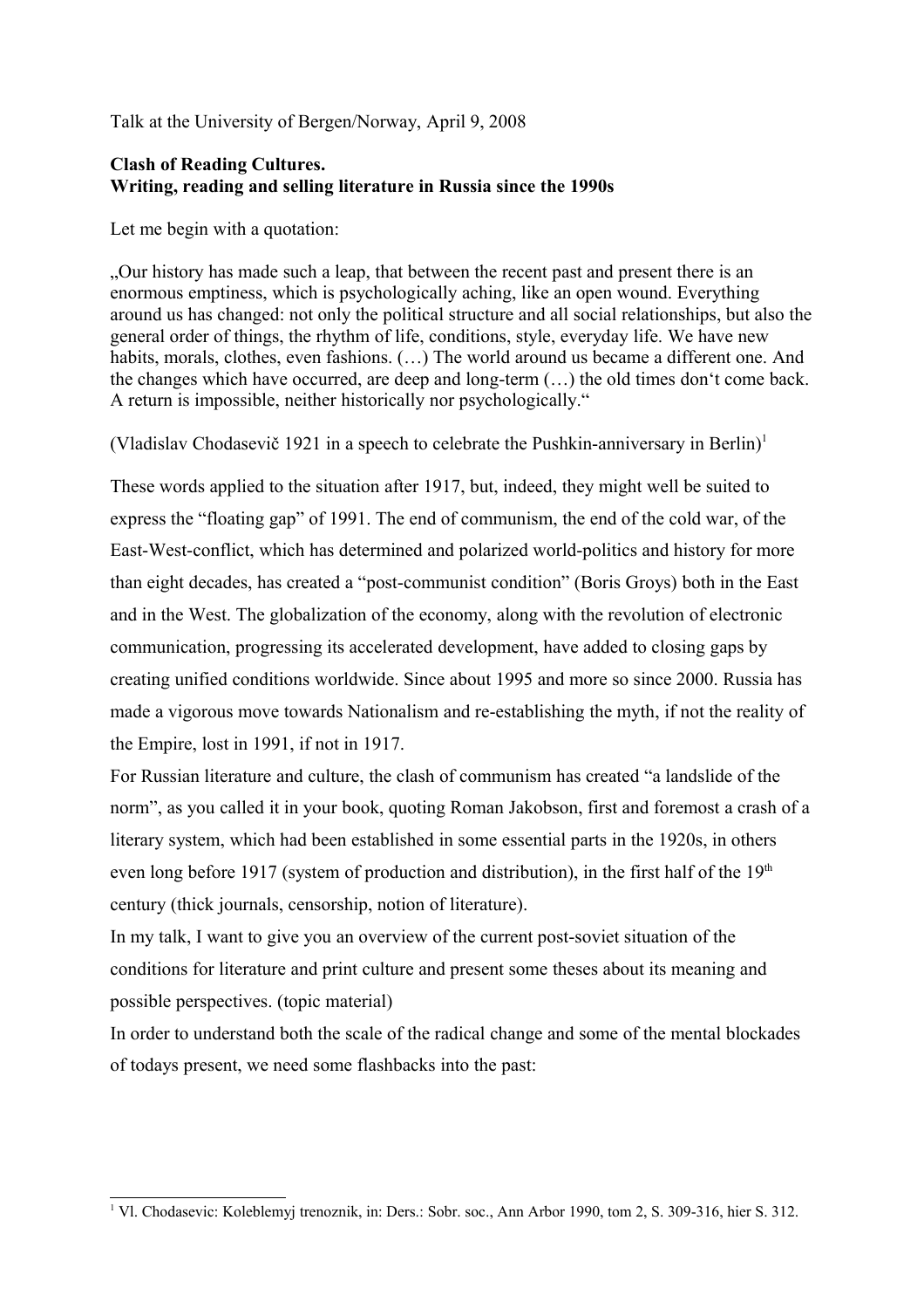Talk at the University of Bergen/Norway, April 9, 2008

**Clash of Reading Cultures.**
**Writing, reading and selling literature in Russia since the 1990s**

Let me begin with a quotation:

„Our history has made such a leap, that between the recent past and present there is an enormous emptiness, which is psychologically aching, like an open wound. Everything around us has changed: not only the political structure and all social relationships, but also the general order of things, the rhythm of life, conditions, style, everyday life. We have new habits, morals, clothes, even fashions. (…) The world around us became a different one. And the changes which have occurred, are deep and long-term (…) the old times don't come back. A return is impossible, neither historically nor psychologically."

(Vladislav Chodasevič 1921 in a speech to celebrate the Pushkin-anniversary in Berlin)[1]

These words applied to the situation after 1917, but, indeed, they might well be suited to express the "floating gap" of 1991. The end of communism, the end of the cold war, of the East-West-conflict, which has determined and polarized world-politics and history for more than eight decades, has created a "post-communist condition" (Boris Groys) both in the East and in the West. The globalization of the economy, along with the revolution of electronic communication, progressing its accelerated development, have added to closing gaps by creating unified conditions worldwide. Since about 1995 and more so since 2000. Russia has made a vigorous move towards Nationalism and re-establishing the myth, if not the reality of the Empire, lost in 1991, if not in 1917.

For Russian literature and culture, the clash of communism has created "a landslide of the norm", as you called it in your book, quoting Roman Jakobson, first and foremost a crash of a literary system, which had been established in some essential parts in the 1920s, in others even long before 1917 (system of production and distribution), in the first half of the 19th century (thick journals, censorship, notion of literature).

In my talk, I want to give you an overview of the current post-soviet situation of the conditions for literature and print culture and present some theses about its meaning and possible perspectives. (topic material)

In order to understand both the scale of the radical change and some of the mental blockades of todays present, we need some flashbacks into the past:

---

[1] Vl. Chodasevic: Koleblemyj trenoznik, in: Ders.: Sobr. soc., Ann Arbor 1990, tom 2, S. 309-316, hier S. 312.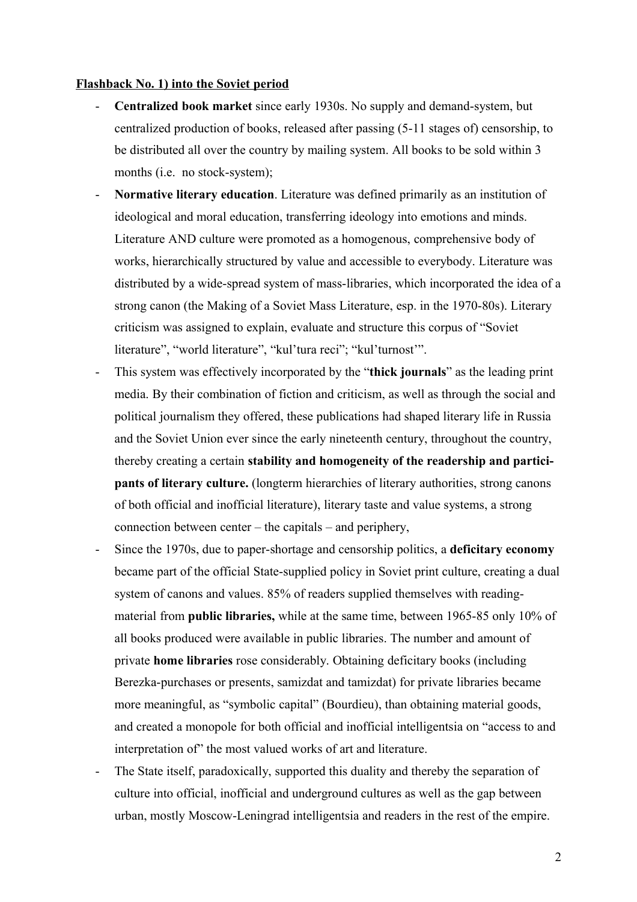**Flashback No. 1) into the Soviet period**

- **Centralized book market** since early 1930s. No supply and demand-system, but centralized production of books, released after passing (5-11 stages of) censorship, to be distributed all over the country by mailing system. All books to be sold within 3 months (i.e. no stock-system);
- **Normative literary education**. Literature was defined primarily as an institution of ideological and moral education, transferring ideology into emotions and minds. Literature AND culture were promoted as a homogenous, comprehensive body of works, hierarchically structured by value and accessible to everybody. Literature was distributed by a wide-spread system of mass-libraries, which incorporated the idea of a strong canon (the Making of a Soviet Mass Literature, esp. in the 1970-80s). Literary criticism was assigned to explain, evaluate and structure this corpus of "Soviet literature", "world literature", "kul'tura reci"; "kul'turnost'".
- This system was effectively incorporated by the "**thick journals**" as the leading print media. By their combination of fiction and criticism, as well as through the social and political journalism they offered, these publications had shaped literary life in Russia and the Soviet Union ever since the early nineteenth century, throughout the country, thereby creating a certain **stability and homogeneity of the readership and participants of literary culture.** (longterm hierarchies of literary authorities, strong canons of both official and inofficial literature), literary taste and value systems, a strong connection between center – the capitals – and periphery,
- Since the 1970s, due to paper-shortage and censorship politics, a **deficitary economy** became part of the official State-supplied policy in Soviet print culture, creating a dual system of canons and values. 85% of readers supplied themselves with reading-material from **public libraries,** while at the same time, between 1965-85 only 10% of all books produced were available in public libraries. The number and amount of private **home libraries** rose considerably. Obtaining deficitary books (including Berezka-purchases or presents, samizdat and tamizdat) for private libraries became more meaningful, as "symbolic capital" (Bourdieu), than obtaining material goods, and created a monopole for both official and inofficial intelligentsia on "access to and interpretation of" the most valued works of art and literature.
- The State itself, paradoxically, supported this duality and thereby the separation of culture into official, inofficial and underground cultures as well as the gap between urban, mostly Moscow-Leningrad intelligentsia and readers in the rest of the empire.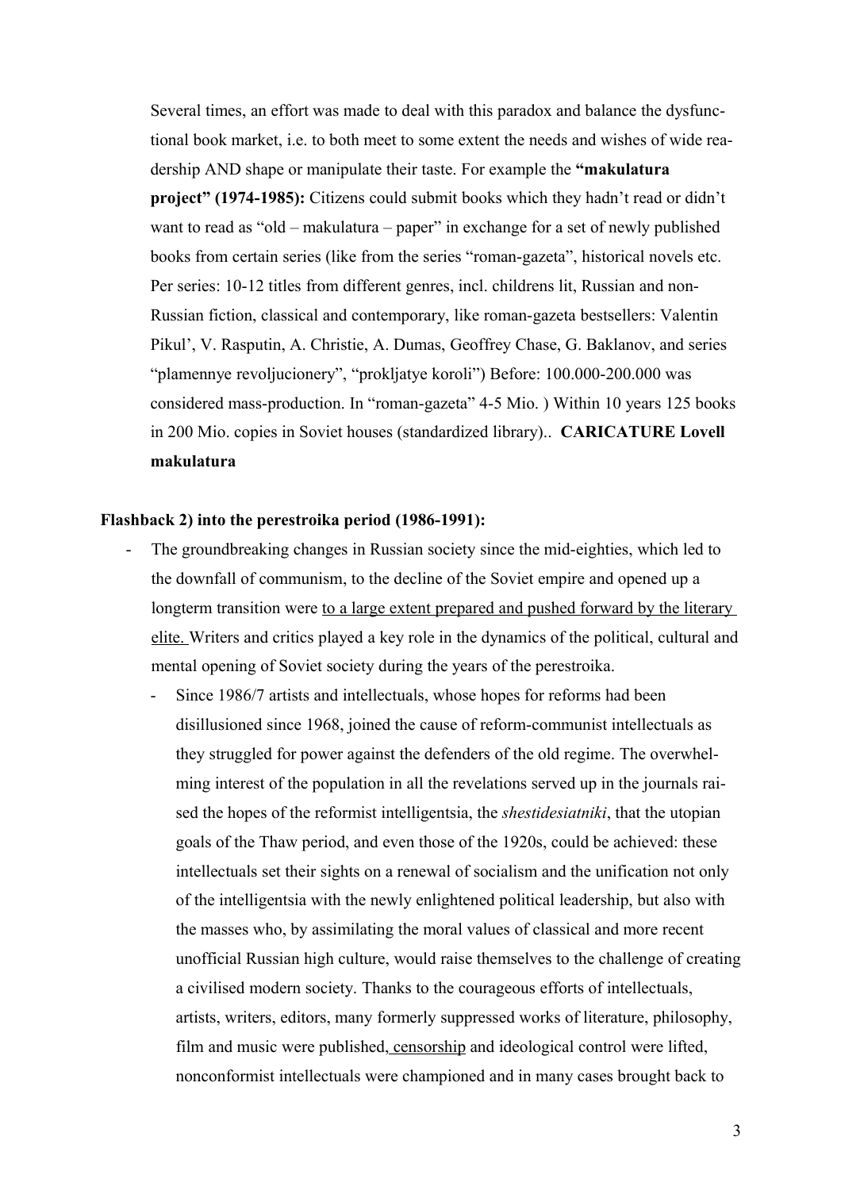Several times, an effort was made to deal with this paradox and balance the dysfunctional book market, i.e. to both meet to some extent the needs and wishes of wide readership AND shape or manipulate their taste. For example the **"makulatura project" (1974-1985):** Citizens could submit books which they hadn't read or didn't want to read as "old – makulatura – paper" in exchange for a set of newly published books from certain series (like from the series "roman-gazeta", historical novels etc. Per series: 10-12 titles from different genres, incl. childrens lit, Russian and non-Russian fiction, classical and contemporary, like roman-gazeta bestsellers: Valentin Pikul', V. Rasputin, A. Christie, A. Dumas, Geoffrey Chase, G. Baklanov, and series "plamennye revoljucionery", "prokljatye koroli") Before: 100.000-200.000 was considered mass-production. In "roman-gazeta" 4-5 Mio. ) Within 10 years 125 books in 200 Mio. copies in Soviet houses (standardized library).. **CARICATURE Lovell makulatura**

**Flashback 2) into the perestroika period (1986-1991):**

- The groundbreaking changes in Russian society since the mid-eighties, which led to the downfall of communism, to the decline of the Soviet empire and opened up a longterm transition were <u>to a large extent prepared and pushed forward by the literary elite.</u> Writers and critics played a key role in the dynamics of the political, cultural and mental opening of Soviet society during the years of the perestroika.
    - Since 1986/7 artists and intellectuals, whose hopes for reforms had been disillusioned since 1968, joined the cause of reform-communist intellectuals as they struggled for power against the defenders of the old regime. The overwhelming interest of the population in all the revelations served up in the journals raised the hopes of the reformist intelligentsia, the *shestidesiatniki*, that the utopian goals of the Thaw period, and even those of the 1920s, could be achieved: these intellectuals set their sights on a renewal of socialism and the unification not only of the intelligentsia with the newly enlightened political leadership, but also with the masses who, by assimilating the moral values of classical and more recent unofficial Russian high culture, would raise themselves to the challenge of creating a civilised modern society. Thanks to the courageous efforts of intellectuals, artists, writers, editors, many formerly suppressed works of literature, philosophy, film and music were published, <u>censorship</u> and ideological control were lifted, nonconformist intellectuals were championed and in many cases brought back to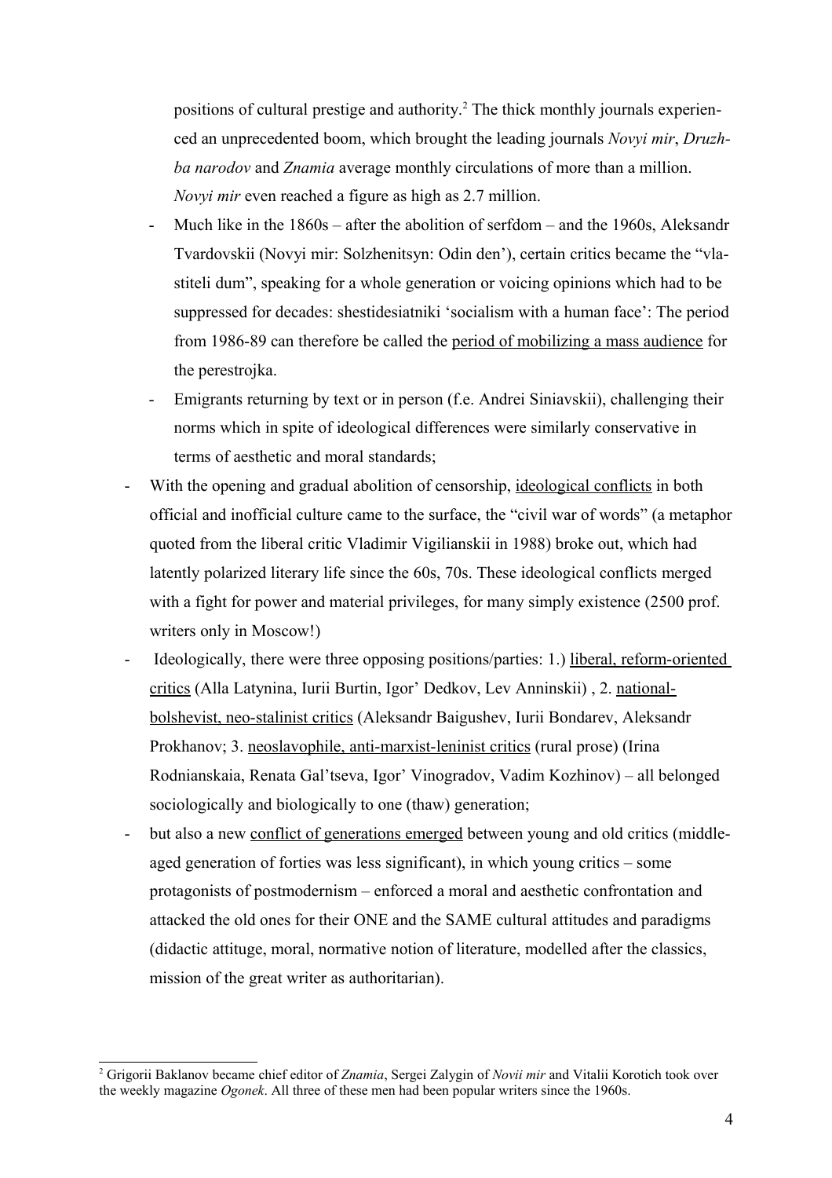positions of cultural prestige and authority.[2] The thick monthly journals experienced an unprecedented boom, which brought the leading journals *Novyi mir*, *Druzhba narodov* and *Znamia* average monthly circulations of more than a million. *Novyi mir* even reached a figure as high as 2.7 million.

  - Much like in the 1860s – after the abolition of serfdom – and the 1960s, Aleksandr Tvardovskii (Novyi mir: Solzhenitsyn: Odin den'), certain critics became the "vlastiteli dum", speaking for a whole generation or voicing opinions which had to be suppressed for decades: shestidesiatniki 'socialism with a human face': The period from 1986-89 can therefore be called the <u>period of mobilizing a mass audience</u> for the perestrojka.
  - Emigrants returning by text or in person (f.e. Andrei Siniavskii), challenging their norms which in spite of ideological differences were similarly conservative in terms of aesthetic and moral standards;

- With the opening and gradual abolition of censorship, <u>ideological conflicts</u> in both official and inofficial culture came to the surface, the "civil war of words" (a metaphor quoted from the liberal critic Vladimir Vigilianskii in 1988) broke out, which had latently polarized literary life since the 60s, 70s. These ideological conflicts merged with a fight for power and material privileges, for many simply existence (2500 prof. writers only in Moscow!)
- Ideologically, there were three opposing positions/parties: 1.) <u>liberal, reform-oriented critics</u> (Alla Latynina, Iurii Burtin, Igor' Dedkov, Lev Anninskii) , 2. <u>national-bolshevist, neo-stalinist critics</u> (Aleksandr Baigushev, Iurii Bondarev, Aleksandr Prokhanov; 3. <u>neoslavophile, anti-marxist-leninist critics</u> (rural prose) (Irina Rodnianskaia, Renata Gal'tseva, Igor' Vinogradov, Vadim Kozhinov) – all belonged sociologically and biologically to one (thaw) generation;
- but also a new <u>conflict of generations emerged</u> between young and old critics (middle-aged generation of forties was less significant), in which young critics – some protagonists of postmodernism – enforced a moral and aesthetic confrontation and attacked the old ones for their ONE and the SAME cultural attitudes and paradigms (didactic attituge, moral, normative notion of literature, modelled after the classics, mission of the great writer as authoritarian).

---

[2] Grigorii Baklanov became chief editor of *Znamia*, Sergei Zalygin of *Novii mir* and Vitalii Korotich took over the weekly magazine *Ogonek*. All three of these men had been popular writers since the 1960s.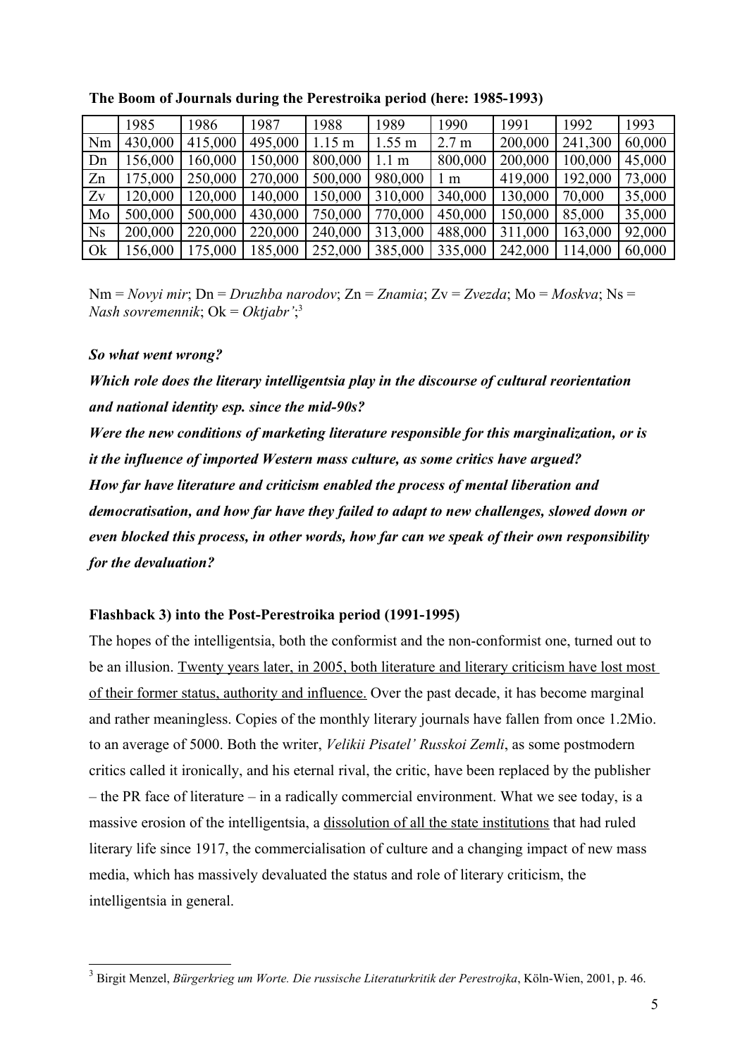**The Boom of Journals during the Perestroika period (here: 1985-1993)**

| | 1985 | 1986 | 1987 | 1988 | 1989 | 1990 | 1991 | 1992 | 1993 |
|---|---|---|---|---|---|---|---|---|---|
| Nm | 430,000 | 415,000 | 495,000 | 1.15 m | 1.55 m | 2.7 m | 200,000 | 241,300 | 60,000 |
| Dn | 156,000 | 160,000 | 150,000 | 800,000 | 1.1 m | 800,000 | 200,000 | 100,000 | 45,000 |
| Zn | 175,000 | 250,000 | 270,000 | 500,000 | 980,000 | 1 m | 419,000 | 192,000 | 73,000 |
| Zv | 120,000 | 120,000 | 140,000 | 150,000 | 310,000 | 340,000 | 130,000 | 70,000 | 35,000 |
| Mo | 500,000 | 500,000 | 430,000 | 750,000 | 770,000 | 450,000 | 150,000 | 85,000 | 35,000 |
| Ns | 200,000 | 220,000 | 220,000 | 240,000 | 313,000 | 488,000 | 311,000 | 163,000 | 92,000 |
| Ok | 156,000 | 175,000 | 185,000 | 252,000 | 385,000 | 335,000 | 242,000 | 114,000 | 60,000 |

Nm = *Novyi mir*; Dn = *Druzhba narodov*; Zn = *Znamia*; Zv = *Zvezda*; Mo = *Moskva*; Ns = *Nash sovremennik*; Ok = *Oktjabr'*;[3]

***So what went wrong?***

***Which role does the literary intelligentsia play in the discourse of cultural reorientation and national identity esp. since the mid-90s?***

***Were the new conditions of marketing literature responsible for this marginalization, or is it the influence of imported Western mass culture, as some critics have argued?***

***How far have literature and criticism enabled the process of mental liberation and democratisation, and how far have they failed to adapt to new challenges, slowed down or even blocked this process, in other words, how far can we speak of their own responsibility for the devaluation?***

**Flashback 3) into the Post-Perestroika period (1991-1995)**

The hopes of the intelligentsia, both the conformist and the non-conformist one, turned out to be an illusion. Twenty years later, in 2005, both literature and literary criticism have lost most of their former status, authority and influence. Over the past decade, it has become marginal and rather meaningless. Copies of the monthly literary journals have fallen from once 1.2Mio. to an average of 5000. Both the writer, *Velikii Pisatel' Russkoi Zemli*, as some postmodern critics called it ironically, and his eternal rival, the critic, have been replaced by the publisher – the PR face of literature – in a radically commercial environment. What we see today, is a massive erosion of the intelligentsia, a dissolution of all the state institutions that had ruled literary life since 1917, the commercialisation of culture and a changing impact of new mass media, which has massively devaluated the status and role of literary criticism, the intelligentsia in general.

[3] Birgit Menzel, *Bürgerkrieg um Worte. Die russische Literaturkritik der Perestrojka*, Köln-Wien, 2001, p. 46.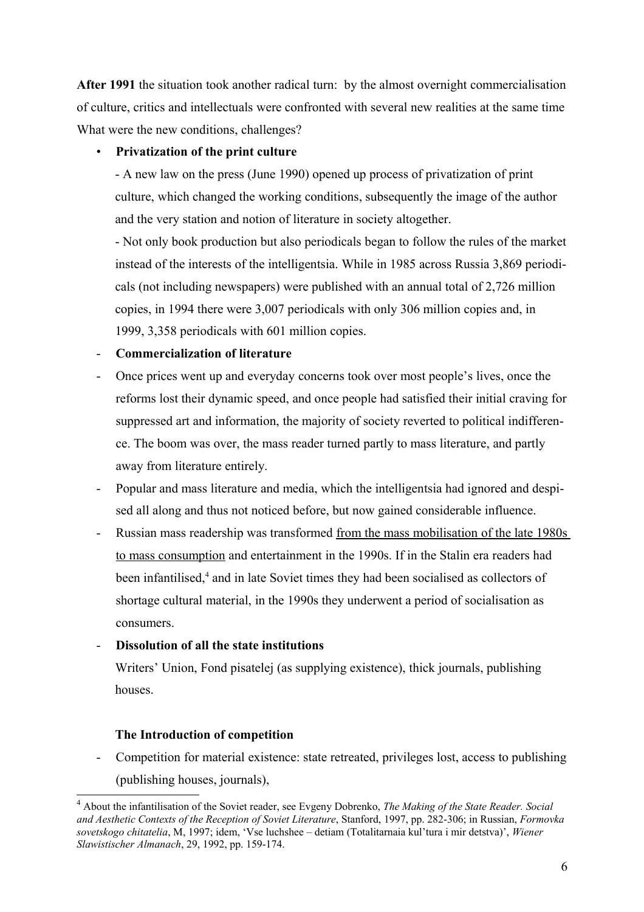**After 1991** the situation took another radical turn: by the almost overnight commercialisation of culture, critics and intellectuals were confronted with several new realities at the same time What were the new conditions, challenges?

- **Privatization of the print culture**

  - A new law on the press (June 1990) opened up process of privatization of print culture, which changed the working conditions, subsequently the image of the author and the very station and notion of literature in society altogether.

  - Not only book production but also periodicals began to follow the rules of the market instead of the interests of the intelligentsia. While in 1985 across Russia 3,869 periodicals (not including newspapers) were published with an annual total of 2,726 million copies, in 1994 there were 3,007 periodicals with only 306 million copies and, in 1999, 3,358 periodicals with 601 million copies.

- **Commercialization of literature**
- Once prices went up and everyday concerns took over most people's lives, once the reforms lost their dynamic speed, and once people had satisfied their initial craving for suppressed art and information, the majority of society reverted to political indifference. The boom was over, the mass reader turned partly to mass literature, and partly away from literature entirely.
- Popular and mass literature and media, which the intelligentsia had ignored and despised all along and thus not noticed before, but now gained considerable influence.
- Russian mass readership was transformed <u>from the mass mobilisation of the late 1980s to mass consumption</u> and entertainment in the 1990s. If in the Stalin era readers had been infantilised,[4] and in late Soviet times they had been socialised as collectors of shortage cultural material, in the 1990s they underwent a period of socialisation as consumers.
- **Dissolution of all the state institutions**

  Writers' Union, Fond pisatelej (as supplying existence), thick journals, publishing houses.

**The Introduction of competition**

- Competition for material existence: state retreated, privileges lost, access to publishing (publishing houses, journals),

---

[4] About the infantilisation of the Soviet reader, see Evgeny Dobrenko, *The Making of the State Reader. Social and Aesthetic Contexts of the Reception of Soviet Literature*, Stanford, 1997, pp. 282-306; in Russian, *Formovka sovetskogo chitatelia*, M, 1997; idem, 'Vse luchshee – detiam (Totalitarnaia kul'tura i mir detstva)', *Wiener Slawistischer Almanach*, 29, 1992, pp. 159-174.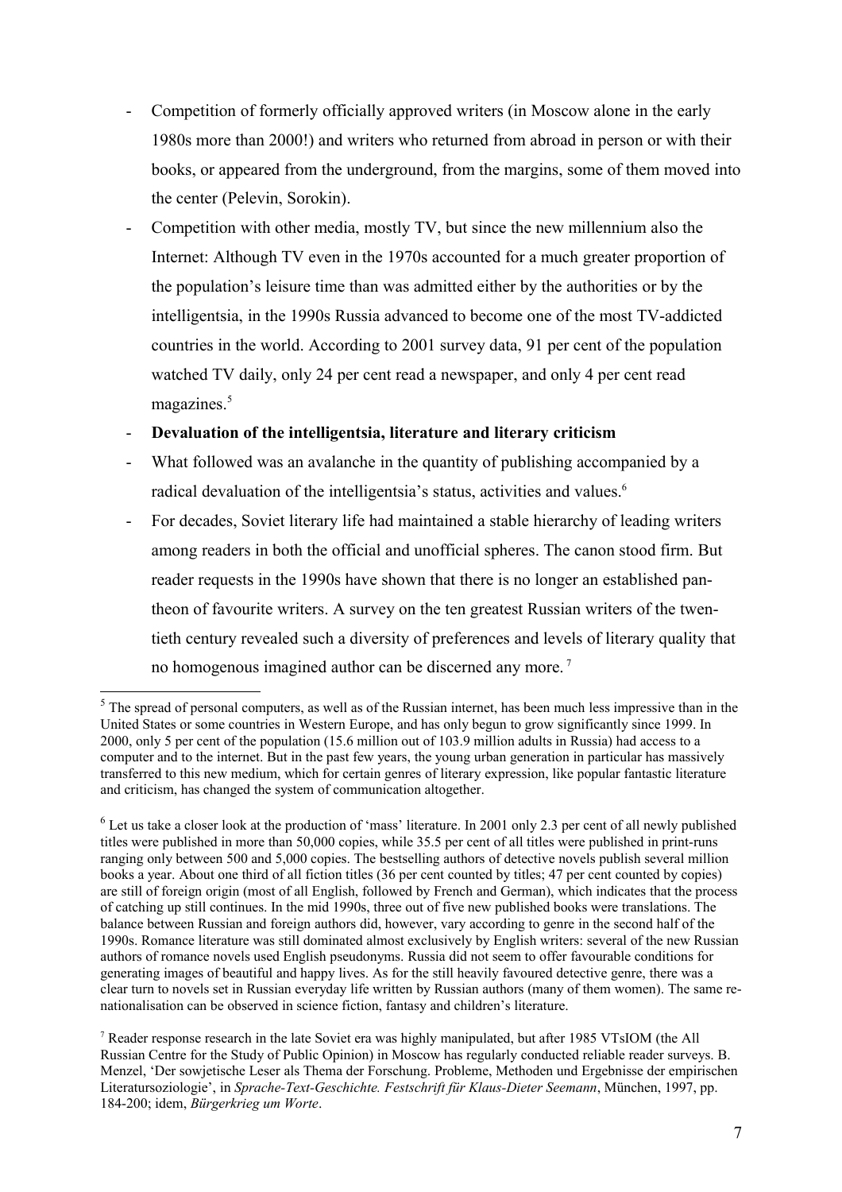- Competition of formerly officially approved writers (in Moscow alone in the early 1980s more than 2000!) and writers who returned from abroad in person or with their books, or appeared from the underground, from the margins, some of them moved into the center (Pelevin, Sorokin).
- Competition with other media, mostly TV, but since the new millennium also the Internet: Although TV even in the 1970s accounted for a much greater proportion of the population's leisure time than was admitted either by the authorities or by the intelligentsia, in the 1990s Russia advanced to become one of the most TV-addicted countries in the world. According to 2001 survey data, 91 per cent of the population watched TV daily, only 24 per cent read a newspaper, and only 4 per cent read magazines.[5]
- **Devaluation of the intelligentsia, literature and literary criticism**
- What followed was an avalanche in the quantity of publishing accompanied by a radical devaluation of the intelligentsia's status, activities and values.[6]
- For decades, Soviet literary life had maintained a stable hierarchy of leading writers among readers in both the official and unofficial spheres. The canon stood firm. But reader requests in the 1990s have shown that there is no longer an established pantheon of favourite writers. A survey on the ten greatest Russian writers of the twentieth century revealed such a diversity of preferences and levels of literary quality that no homogenous imagined author can be discerned any more.[7]

---

[5] The spread of personal computers, as well as of the Russian internet, has been much less impressive than in the United States or some countries in Western Europe, and has only begun to grow significantly since 1999. In 2000, only 5 per cent of the population (15.6 million out of 103.9 million adults in Russia) had access to a computer and to the internet. But in the past few years, the young urban generation in particular has massively transferred to this new medium, which for certain genres of literary expression, like popular fantastic literature and criticism, has changed the system of communication altogether.

[6] Let us take a closer look at the production of 'mass' literature. In 2001 only 2.3 per cent of all newly published titles were published in more than 50,000 copies, while 35.5 per cent of all titles were published in print-runs ranging only between 500 and 5,000 copies. The bestselling authors of detective novels publish several million books a year. About one third of all fiction titles (36 per cent counted by titles; 47 per cent counted by copies) are still of foreign origin (most of all English, followed by French and German), which indicates that the process of catching up still continues. In the mid 1990s, three out of five new published books were translations. The balance between Russian and foreign authors did, however, vary according to genre in the second half of the 1990s. Romance literature was still dominated almost exclusively by English writers: several of the new Russian authors of romance novels used English pseudonyms. Russia did not seem to offer favourable conditions for generating images of beautiful and happy lives. As for the still heavily favoured detective genre, there was a clear turn to novels set in Russian everyday life written by Russian authors (many of them women). The same re-nationalisation can be observed in science fiction, fantasy and children's literature.

[7] Reader response research in the late Soviet era was highly manipulated, but after 1985 VTsIOM (the All Russian Centre for the Study of Public Opinion) in Moscow has regularly conducted reliable reader surveys. B. Menzel, 'Der sowjetische Leser als Thema der Forschung. Probleme, Methoden und Ergebnisse der empirischen Literatursoziologie', in *Sprache-Text-Geschichte. Festschrift für Klaus-Dieter Seemann*, München, 1997, pp. 184-200; idem, *Bürgerkrieg um Worte*.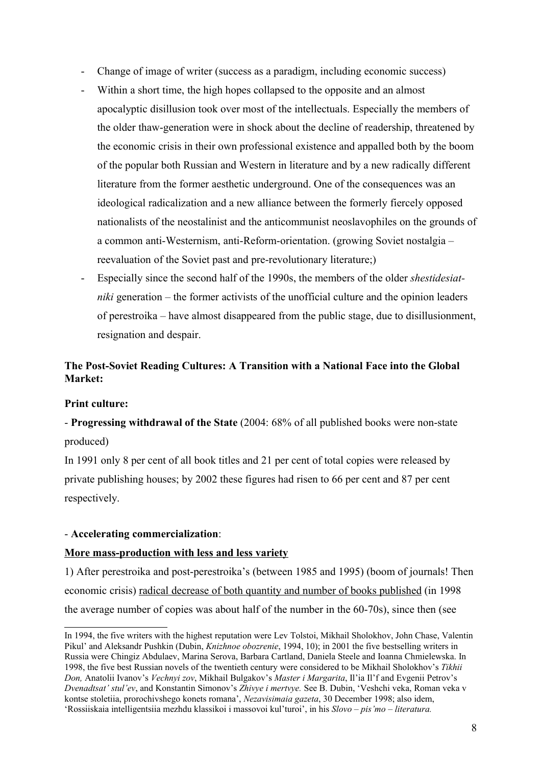- Change of image of writer (success as a paradigm, including economic success)
- Within a short time, the high hopes collapsed to the opposite and an almost apocalyptic disillusion took over most of the intellectuals. Especially the members of the older thaw-generation were in shock about the decline of readership, threatened by the economic crisis in their own professional existence and appalled both by the boom of the popular both Russian and Western in literature and by a new radically different literature from the former aesthetic underground. One of the consequences was an ideological radicalization and a new alliance between the formerly fiercely opposed nationalists of the neostalinist and the anticommunist neoslavophiles on the grounds of a common anti-Westernism, anti-Reform-orientation. (growing Soviet nostalgia – reevaluation of the Soviet past and pre-revolutionary literature;)
- Especially since the second half of the 1990s, the members of the older *shestidesiat-niki* generation – the former activists of the unofficial culture and the opinion leaders of perestroika – have almost disappeared from the public stage, due to disillusionment, resignation and despair.

**The Post-Soviet Reading Cultures: A Transition with a National Face into the Global Market:**

**Print culture:**

- **Progressing withdrawal of the State** (2004: 68% of all published books were non-state produced)

In 1991 only 8 per cent of all book titles and 21 per cent of total copies were released by private publishing houses; by 2002 these figures had risen to 66 per cent and 87 per cent respectively.

- **Accelerating commercialization**:

<u>**More mass-production with less and less variety**</u>

1) After perestroika and post-perestroika's (between 1985 and 1995) (boom of journals! Then economic crisis) <u>radical decrease of both quantity and number of books published</u> (in 1998 the average number of copies was about half of the number in the 60-70s), since then (see

In 1994, the five writers with the highest reputation were Lev Tolstoi, Mikhail Sholokhov, John Chase, Valentin Pikul' and Aleksandr Pushkin (Dubin, *Knizhnoe obozrenie*, 1994, 10); in 2001 the five bestselling writers in Russia were Chingiz Abdulaev, Marina Serova, Barbara Cartland, Daniela Steele and Ioanna Chmielewska. In 1998, the five best Russian novels of the twentieth century were considered to be Mikhail Sholokhov's *Tikhii Don,* Anatolii Ivanov's *Vechnyi zov*, Mikhail Bulgakov's *Master i Margarita*, Il'ia Il'f and Evgenii Petrov's *Dvenadtsat' stul'ev*, and Konstantin Simonov's *Zhivye i mertvye.* See B. Dubin, 'Veshchi veka, Roman veka v kontse stoletiia, prorochivshego konets romana', *Nezavisimaia gazeta*, 30 December 1998; also idem, 'Rossiiskaia intelligentsiia mezhdu klassikoi i massovoi kul'turoi', in his *Slovo – pis'mo – literatura.*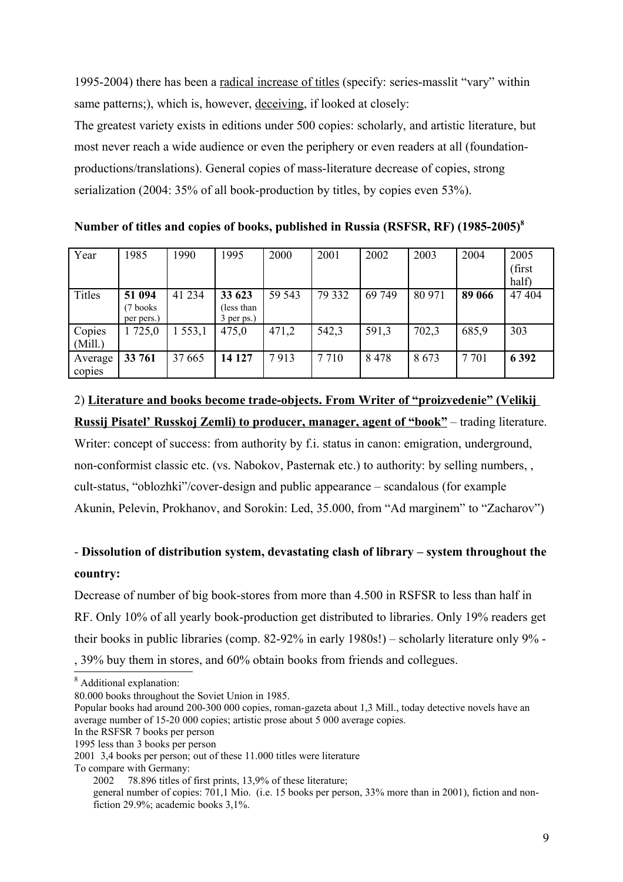1995-2004) there has been a <u>radical increase of titles</u> (specify: series-masslit "vary" within same patterns;), which is, however, <u>deceiving</u>, if looked at closely:

The greatest variety exists in editions under 500 copies: scholarly, and artistic literature, but most never reach a wide audience or even the periphery or even readers at all (foundation-productions/translations). General copies of mass-literature decrease of copies, strong serialization (2004: 35% of all book-production by titles, by copies even 53%).

**Number of titles and copies of books, published in Russia (RSFSR, RF) (1985-2005)[8]**

| Year | 1985 | 1990 | 1995 | 2000 | 2001 | 2002 | 2003 | 2004 | 2005 (first half) |
|---|---|---|---|---|---|---|---|---|---|
| Titles | **51 094** (7 books per pers.) | 41 234 | **33 623** (less than 3 per ps.) | 59 543 | 79 332 | 69 749 | 80 971 | **89 066** | 47 404 |
| Copies (Mill.) | 1 725,0 | 1 553,1 | 475,0 | 471,2 | 542,3 | 591,3 | 702,3 | 685,9 | 303 |
| Average copies | **33 761** | 37 665 | **14 127** | 7 913 | 7 710 | 8 478 | 8 673 | 7 701 | **6 392** |

2) **<u>Literature and books become trade-objects. From Writer of "proizvedenie" (Velikij Russij Pisatel' Russkoj Zemli) to producer, manager, agent of "book"</u>** – trading literature. Writer: concept of success: from authority by f.i. status in canon: emigration, underground, non-conformist classic etc. (vs. Nabokov, Pasternak etc.) to authority: by selling numbers, , cult-status, "oblozhki"/cover-design and public appearance – scandalous (for example Akunin, Pelevin, Prokhanov, and Sorokin: Led, 35.000, from "Ad marginem" to "Zacharov")

- **Dissolution of distribution system, devastating clash of library – system throughout the country:**

Decrease of number of big book-stores from more than 4.500 in RSFSR to less than half in RF. Only 10% of all yearly book-production get distributed to libraries. Only 19% readers get their books in public libraries (comp. 82-92% in early 1980s!) – scholarly literature only 9% - , 39% buy them in stores, and 60% obtain books from friends and collegues.

[8] Additional explanation:
80.000 books throughout the Soviet Union in 1985.
Popular books had around 200-300 000 copies, roman-gazeta about 1,3 Mill., today detective novels have an average number of 15-20 000 copies; artistic prose about 5 000 average copies.
In the RSFSR 7 books per person
1995 less than 3 books per person
2001 3,4 books per person; out of these 11.000 titles were literature
To compare with Germany:
2002 78.896 titles of first prints, 13,9% of these literature;
general number of copies: 701,1 Mio. (i.e. 15 books per person, 33% more than in 2001), fiction and non-fiction 29.9%; academic books 3,1%.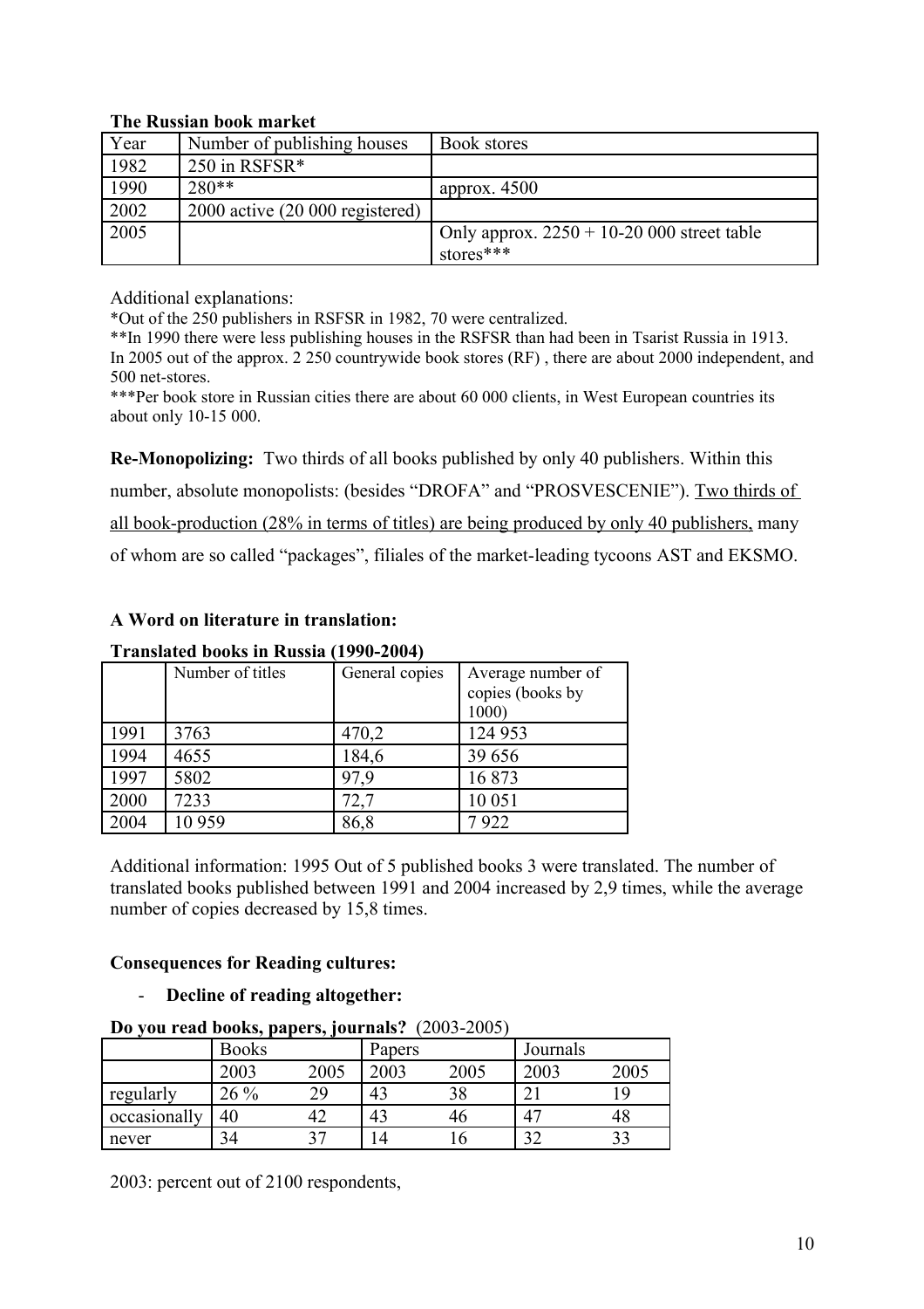**The Russian book market**

| Year | Number of publishing houses | Book stores |
|---|---|---|
| 1982 | 250 in RSFSR* | |
| 1990 | 280** | approx. 4500 |
| 2002 | 2000 active (20 000 registered) | |
| 2005 | | Only approx. 2250 + 10-20 000 street table stores*** |

Additional explanations:

*Out of the 250 publishers in RSFSR in 1982, 70 were centralized.

**In 1990 there were less publishing houses in the RSFSR than had been in Tsarist Russia in 1913.
In 2005 out of the approx. 2 250 countrywide book stores (RF) , there are about 2000 independent, and 500 net-stores.

***Per book store in Russian cities there are about 60 000 clients, in West European countries its about only 10-15 000.

**Re-Monopolizing:** Two thirds of all books published by only 40 publishers. Within this number, absolute monopolists: (besides "DROFA" and "PROSVESCENIE"). <u>Two thirds of all book-production (28% in terms of titles) are being produced by only 40 publishers,</u> many of whom are so called "packages", filiales of the market-leading tycoons AST and EKSMO.

**A Word on literature in translation:**

**Translated books in Russia (1990-2004)**

| | Number of titles | General copies | Average number of copies (books by 1000) |
|---|---|---|---|
| 1991 | 3763 | 470,2 | 124 953 |
| 1994 | 4655 | 184,6 | 39 656 |
| 1997 | 5802 | 97,9 | 16 873 |
| 2000 | 7233 | 72,7 | 10 051 |
| 2004 | 10 959 | 86,8 | 7 922 |

Additional information: 1995 Out of 5 published books 3 were translated. The number of translated books published between 1991 and 2004 increased by 2,9 times, while the average number of copies decreased by 15,8 times.

**Consequences for Reading cultures:**

- **Decline of reading altogether:**

**Do you read books, papers, journals?** (2003-2005)

| | Books | | Papers | | Journals | |
|---|---|---|---|---|---|---|
| | 2003 | 2005 | 2003 | 2005 | 2003 | 2005 |
| regularly | 26 % | 29 | 43 | 38 | 21 | 19 |
| occasionally | 40 | 42 | 43 | 46 | 47 | 48 |
| never | 34 | 37 | 14 | 16 | 32 | 33 |

2003: percent out of 2100 respondents,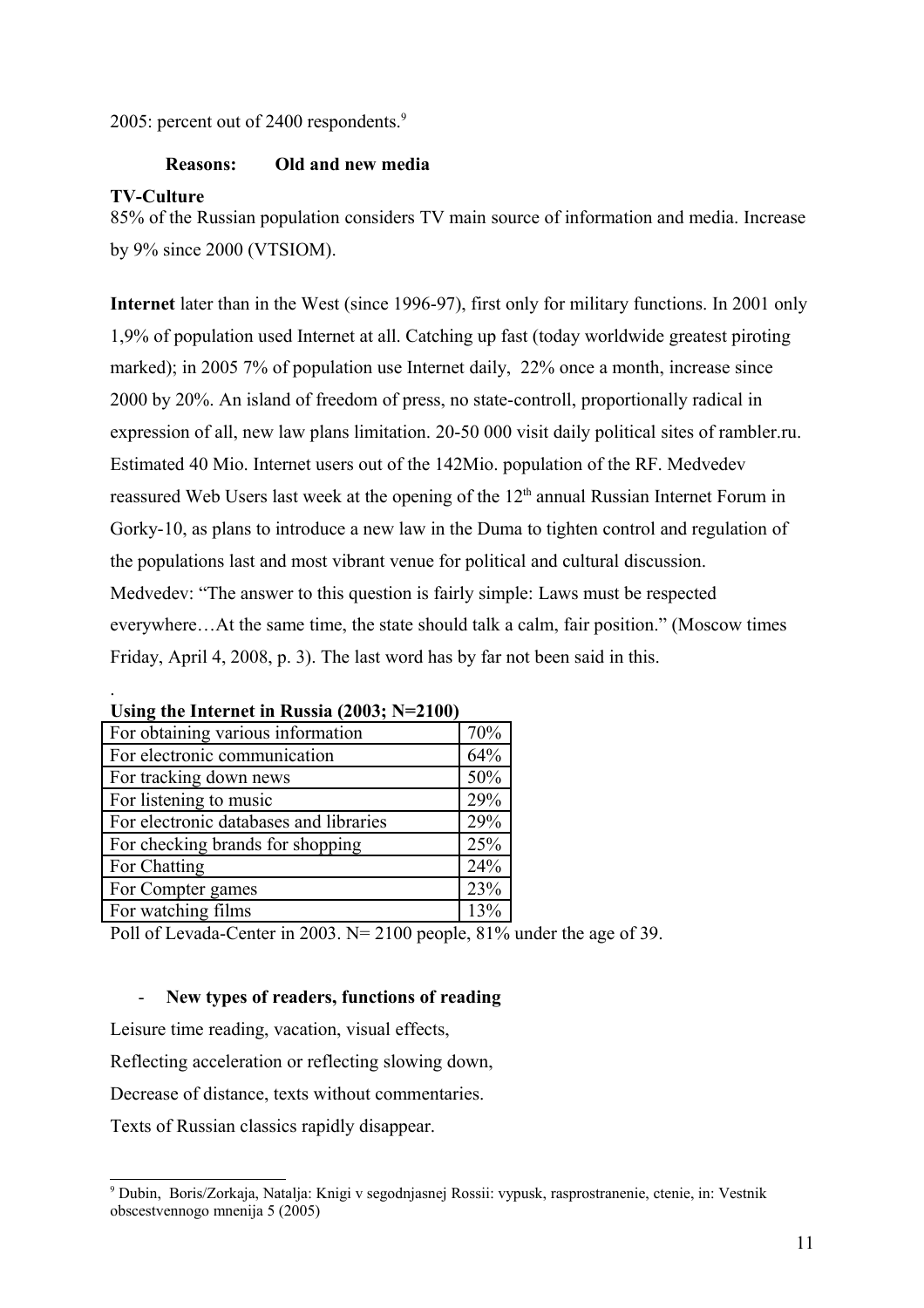2005: percent out of 2400 respondents.[9]

**Reasons: Old and new media**

**TV-Culture**

85% of the Russian population considers TV main source of information and media. Increase by 9% since 2000 (VTSIOM).

**Internet** later than in the West (since 1996-97), first only for military functions. In 2001 only 1,9% of population used Internet at all. Catching up fast (today worldwide greatest piroting marked); in 2005 7% of population use Internet daily, 22% once a month, increase since 2000 by 20%. An island of freedom of press, no state-controll, proportionally radical in expression of all, new law plans limitation. 20-50 000 visit daily political sites of rambler.ru. Estimated 40 Mio. Internet users out of the 142Mio. population of the RF. Medvedev reassured Web Users last week at the opening of the 12th annual Russian Internet Forum in Gorky-10, as plans to introduce a new law in the Duma to tighten control and regulation of the populations last and most vibrant venue for political and cultural discussion. Medvedev: "The answer to this question is fairly simple: Laws must be respected everywhere…At the same time, the state should talk a calm, fair position." (Moscow times Friday, April 4, 2008, p. 3). The last word has by far not been said in this.

.

**Using the Internet in Russia (2003; N=2100)**

| | |
|---|---|
| For obtaining various information | 70% |
| For electronic communication | 64% |
| For tracking down news | 50% |
| For listening to music | 29% |
| For electronic databases and libraries | 29% |
| For checking brands for shopping | 25% |
| For Chatting | 24% |
| For Compter games | 23% |
| For watching films | 13% |

Poll of Levada-Center in 2003. N= 2100 people, 81% under the age of 39.

- **New types of readers, functions of reading**

Leisure time reading, vacation, visual effects,

Reflecting acceleration or reflecting slowing down,

Decrease of distance, texts without commentaries.

Texts of Russian classics rapidly disappear.

[9] Dubin, Boris/Zorkaja, Natalja: Knigi v segodnjasnej Rossii: vypusk, rasprostranenie, ctenie, in: Vestnik obscestvennogo mnenija 5 (2005)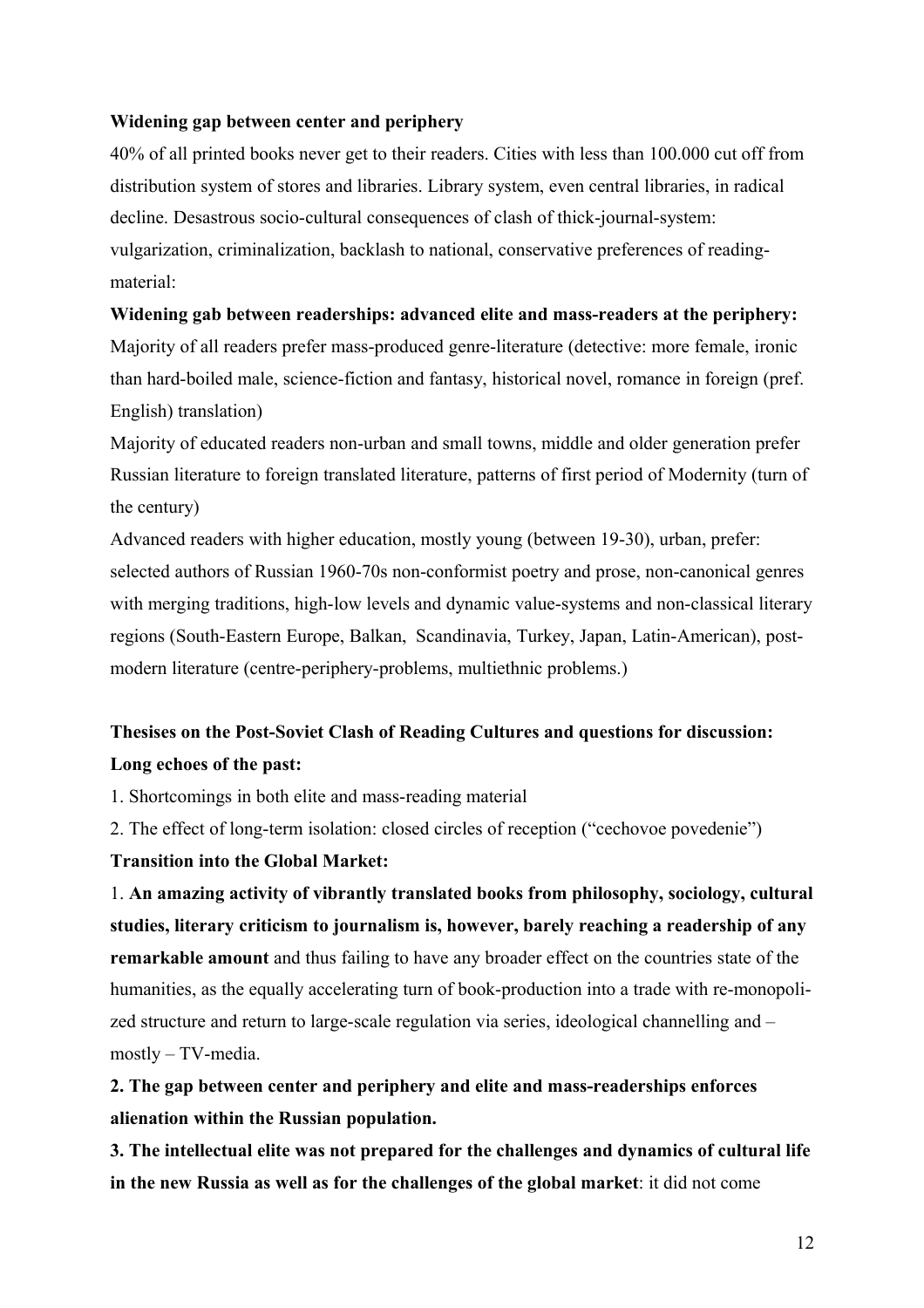**Widening gap between center and periphery**

40% of all printed books never get to their readers. Cities with less than 100.000 cut off from distribution system of stores and libraries. Library system, even central libraries, in radical decline. Desastrous socio-cultural consequences of clash of thick-journal-system: vulgarization, criminalization, backlash to national, conservative preferences of reading-material:

**Widening gab between readerships: advanced elite and mass-readers at the periphery:**

Majority of all readers prefer mass-produced genre-literature (detective: more female, ironic than hard-boiled male, science-fiction and fantasy, historical novel, romance in foreign (pref. English) translation)

Majority of educated readers non-urban and small towns, middle and older generation prefer Russian literature to foreign translated literature, patterns of first period of Modernity (turn of the century)

Advanced readers with higher education, mostly young (between 19-30), urban, prefer: selected authors of Russian 1960-70s non-conformist poetry and prose, non-canonical genres with merging traditions, high-low levels and dynamic value-systems and non-classical literary regions (South-Eastern Europe, Balkan, Scandinavia, Turkey, Japan, Latin-American), post-modern literature (centre-periphery-problems, multiethnic problems.)

**Thesises on the Post-Soviet Clash of Reading Cultures and questions for discussion:**

**Long echoes of the past:**

1. Shortcomings in both elite and mass-reading material
2. The effect of long-term isolation: closed circles of reception ("cechovoe povedenie")

**Transition into the Global Market:**

1. **An amazing activity of vibrantly translated books from philosophy, sociology, cultural studies, literary criticism to journalism is, however, barely reaching a readership of any remarkable amount** and thus failing to have any broader effect on the countries state of the humanities, as the equally accelerating turn of book-production into a trade with re-monopolized structure and return to large-scale regulation via series, ideological channelling and – mostly – TV-media.
2. **The gap between center and periphery and elite and mass-readerships enforces alienation within the Russian population.**
3. **The intellectual elite was not prepared for the challenges and dynamics of cultural life in the new Russia as well as for the challenges of the global market**: it did not come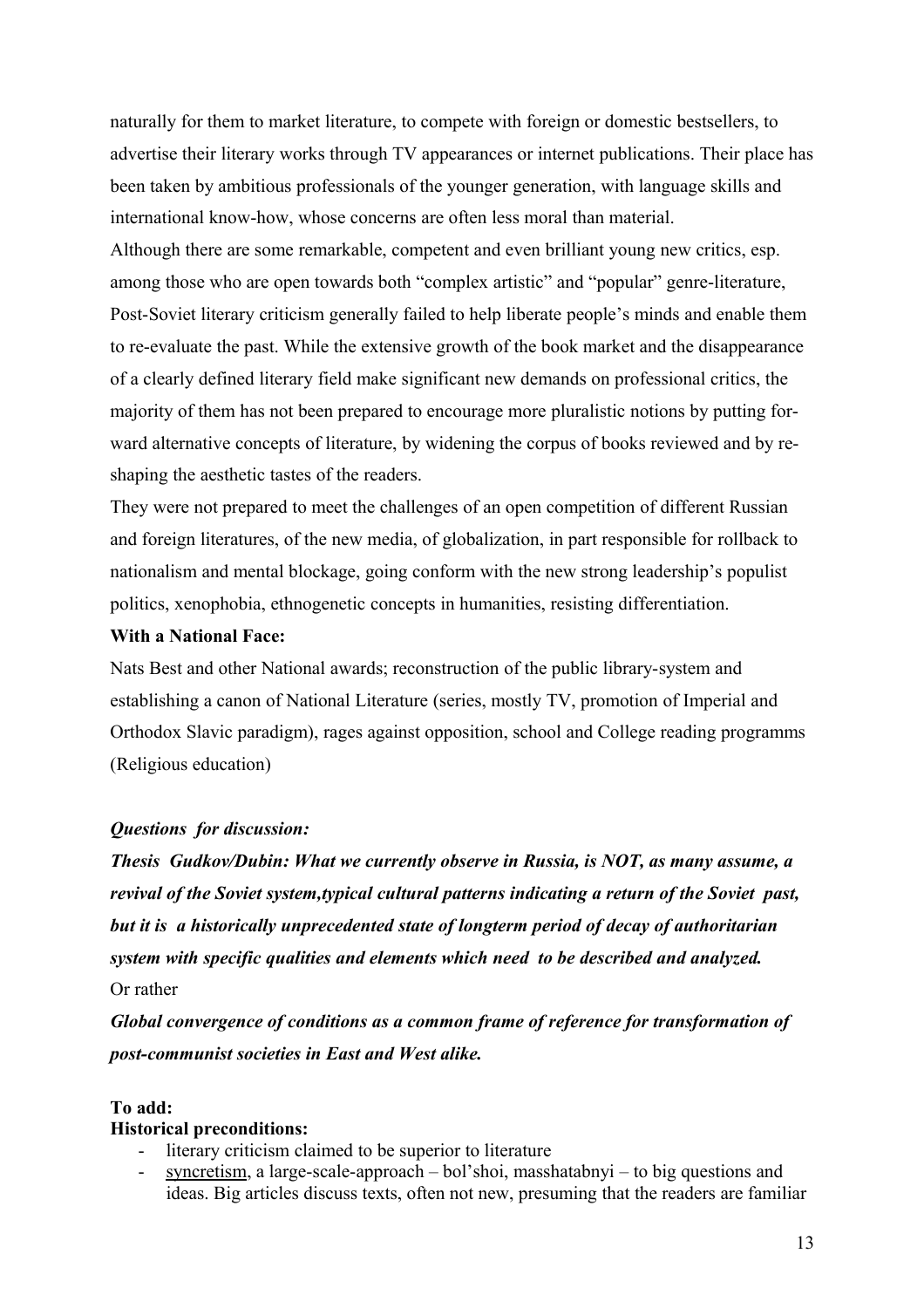naturally for them to market literature, to compete with foreign or domestic bestsellers, to advertise their literary works through TV appearances or internet publications. Their place has been taken by ambitious professionals of the younger generation, with language skills and international know-how, whose concerns are often less moral than material.

Although there are some remarkable, competent and even brilliant young new critics, esp. among those who are open towards both "complex artistic" and "popular" genre-literature, Post-Soviet literary criticism generally failed to help liberate people's minds and enable them to re-evaluate the past. While the extensive growth of the book market and the disappearance of a clearly defined literary field make significant new demands on professional critics, the majority of them has not been prepared to encourage more pluralistic notions by putting forward alternative concepts of literature, by widening the corpus of books reviewed and by re-shaping the aesthetic tastes of the readers.

They were not prepared to meet the challenges of an open competition of different Russian and foreign literatures, of the new media, of globalization, in part responsible for rollback to nationalism and mental blockage, going conform with the new strong leadership's populist politics, xenophobia, ethnogenetic concepts in humanities, resisting differentiation.

**With a National Face:**

Nats Best and other National awards; reconstruction of the public library-system and establishing a canon of National Literature (series, mostly TV, promotion of Imperial and Orthodox Slavic paradigm), rages against opposition, school and College reading programms (Religious education)

***Questions for discussion:***

***Thesis Gudkov/Dubin: What we currently observe in Russia, is NOT, as many assume, a revival of the Soviet system,typical cultural patterns indicating a return of the Soviet past, but it is a historically unprecedented state of longterm period of decay of authoritarian system with specific qualities and elements which need to be described and analyzed.***

Or rather

***Global convergence of conditions as a common frame of reference for transformation of post-communist societies in East and West alike.***

**To add:**

**Historical preconditions:**

- literary criticism claimed to be superior to literature
- syncretism, a large-scale-approach – bol'shoi, masshatabnyi – to big questions and ideas. Big articles discuss texts, often not new, presuming that the readers are familiar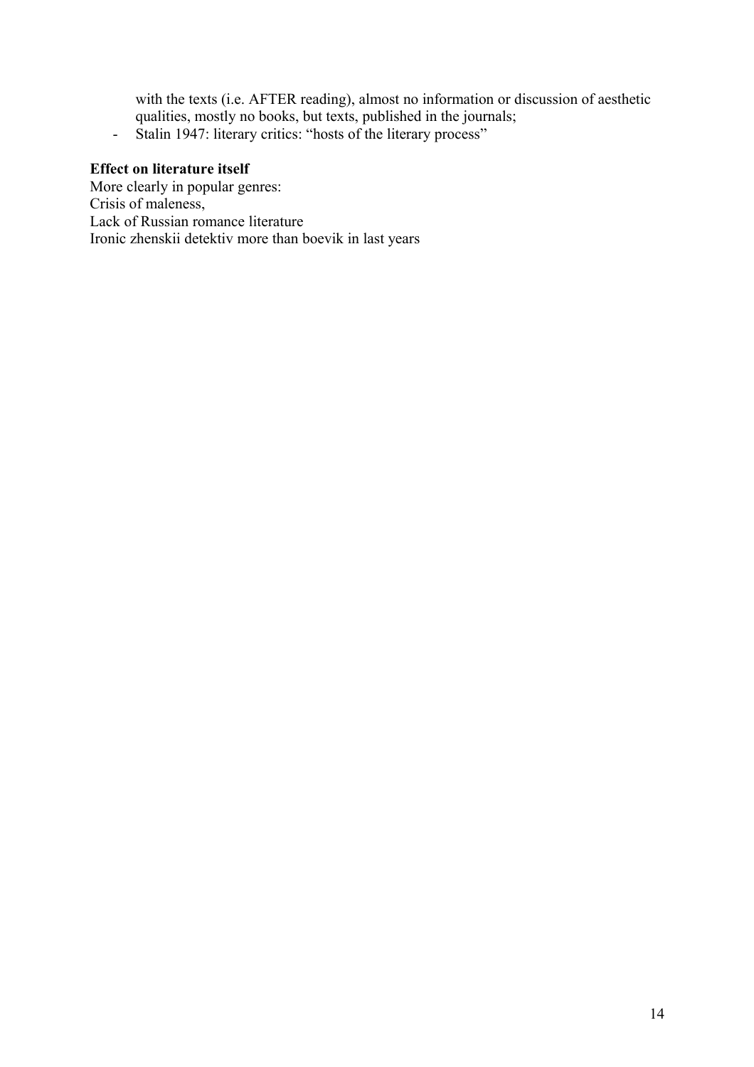with the texts (i.e. AFTER reading), almost no information or discussion of aesthetic qualities, mostly no books, but texts, published in the journals;

- Stalin 1947: literary critics: "hosts of the literary process"

**Effect on literature itself**

More clearly in popular genres:
Crisis of maleness,
Lack of Russian romance literature
Ironic zhenskii detektiv more than boevik in last years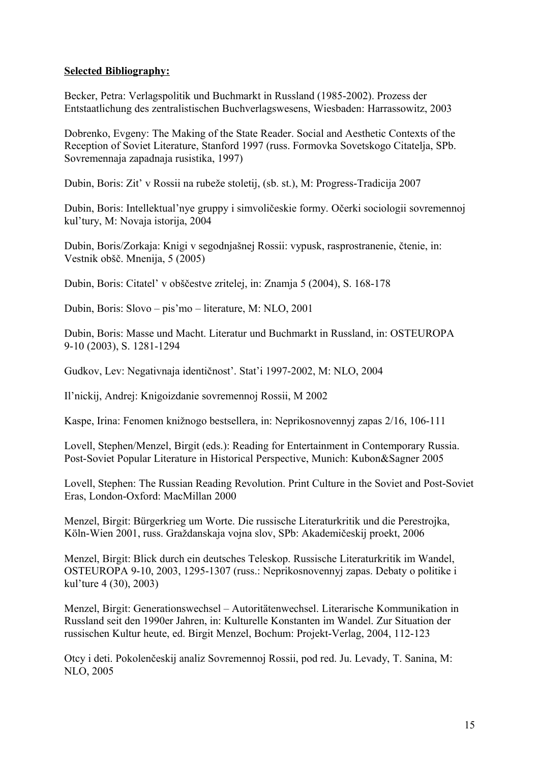**Selected Bibliography:**

Becker, Petra: Verlagspolitik und Buchmarkt in Russland (1985-2002). Prozess der Entstaatlichung des zentralistischen Buchverlagswesens, Wiesbaden: Harrassowitz, 2003

Dobrenko, Evgeny: The Making of the State Reader. Social and Aesthetic Contexts of the Reception of Soviet Literature, Stanford 1997 (russ. Formovka Sovetskogo Citatelja, SPb. Sovremennaja zapadnaja rusistika, 1997)

Dubin, Boris: Zit' v Rossii na rubeže stoletij, (sb. st.), M: Progress-Tradicija 2007

Dubin, Boris: Intellektual'nye gruppy i simvoličeskie formy. Očerki sociologii sovremennoj kul'tury, M: Novaja istorija, 2004

Dubin, Boris/Zorkaja: Knigi v segodnjašnej Rossii: vypusk, rasprostranenie, čtenie, in: Vestnik obšč. Mnenija, 5 (2005)

Dubin, Boris: Citatel' v obščestve zritelej, in: Znamja 5 (2004), S. 168-178

Dubin, Boris: Slovo – pis'mo – literature, M: NLO, 2001

Dubin, Boris: Masse und Macht. Literatur und Buchmarkt in Russland, in: OSTEUROPA 9-10 (2003), S. 1281-1294

Gudkov, Lev: Negativnaja identičnost'. Stat'i 1997-2002, M: NLO, 2004

Il'nickij, Andrej: Knigoizdanie sovremennoj Rossii, M 2002

Kaspe, Irina: Fenomen knižnogo bestsellera, in: Neprikosnovennyj zapas 2/16, 106-111

Lovell, Stephen/Menzel, Birgit (eds.): Reading for Entertainment in Contemporary Russia. Post-Soviet Popular Literature in Historical Perspective, Munich: Kubon&Sagner 2005

Lovell, Stephen: The Russian Reading Revolution. Print Culture in the Soviet and Post-Soviet Eras, London-Oxford: MacMillan 2000

Menzel, Birgit: Bürgerkrieg um Worte. Die russische Literaturkritik und die Perestrojka, Köln-Wien 2001, russ. Graždanskaja vojna slov, SPb: Akademičeskij proekt, 2006

Menzel, Birgit: Blick durch ein deutsches Teleskop. Russische Literaturkritik im Wandel, OSTEUROPA 9-10, 2003, 1295-1307 (russ.: Neprikosnovennyj zapas. Debaty o politike i kul'ture 4 (30), 2003)

Menzel, Birgit: Generationswechsel – Autoritätenwechsel. Literarische Kommunikation in Russland seit den 1990er Jahren, in: Kulturelle Konstanten im Wandel. Zur Situation der russischen Kultur heute, ed. Birgit Menzel, Bochum: Projekt-Verlag, 2004, 112-123

Otcy i deti. Pokolenčeskij analiz Sovremennoj Rossii, pod red. Ju. Levady, T. Sanina, M: NLO, 2005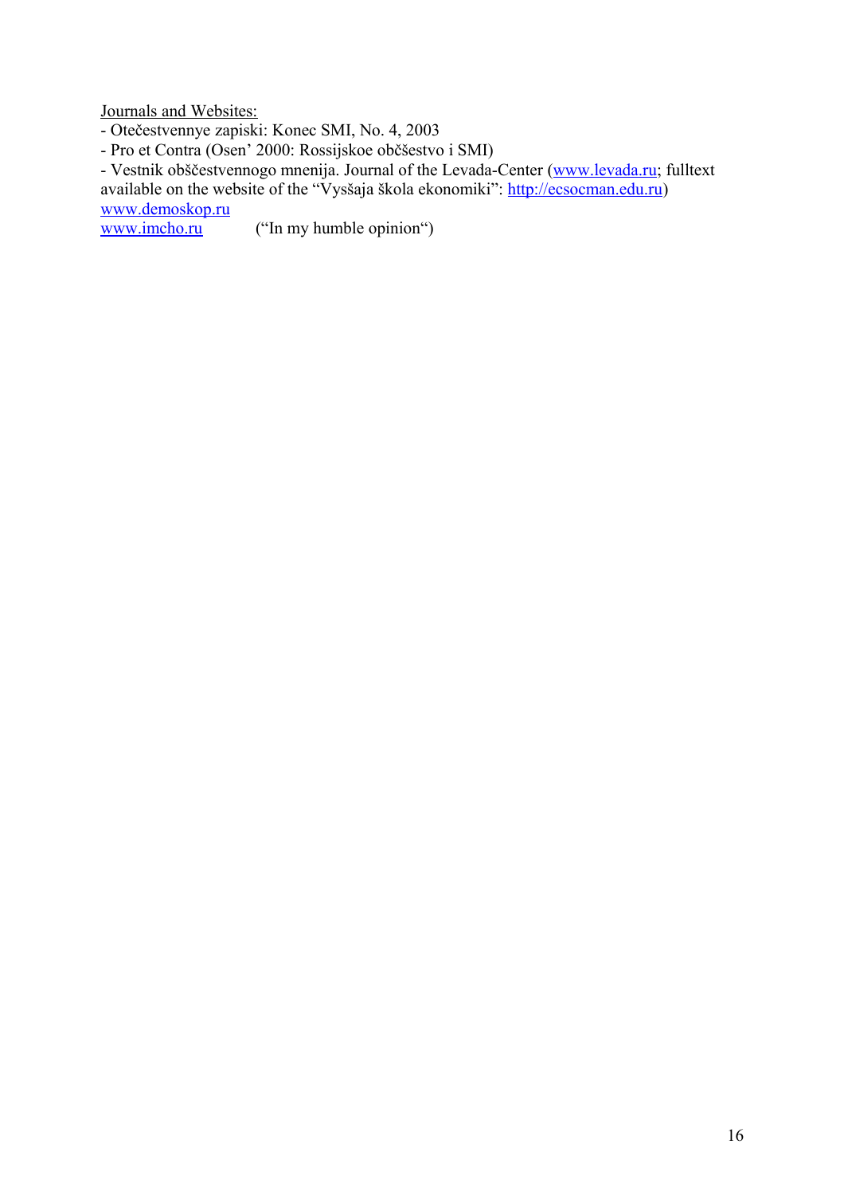Journals and Websites:

- Otečestvennye zapiski: Konec SMI, No. 4, 2003
- Pro et Contra (Osen' 2000: Rossijskoe občšestvo i SMI)
- Vestnik obščestvennogo mnenija. Journal of the Levada-Center (www.levada.ru; fulltext available on the website of the "Vysšaja škola ekonomiki": http://ecsocman.edu.ru)

www.demoskop.ru

www.imcho.ru ("In my humble opinion")